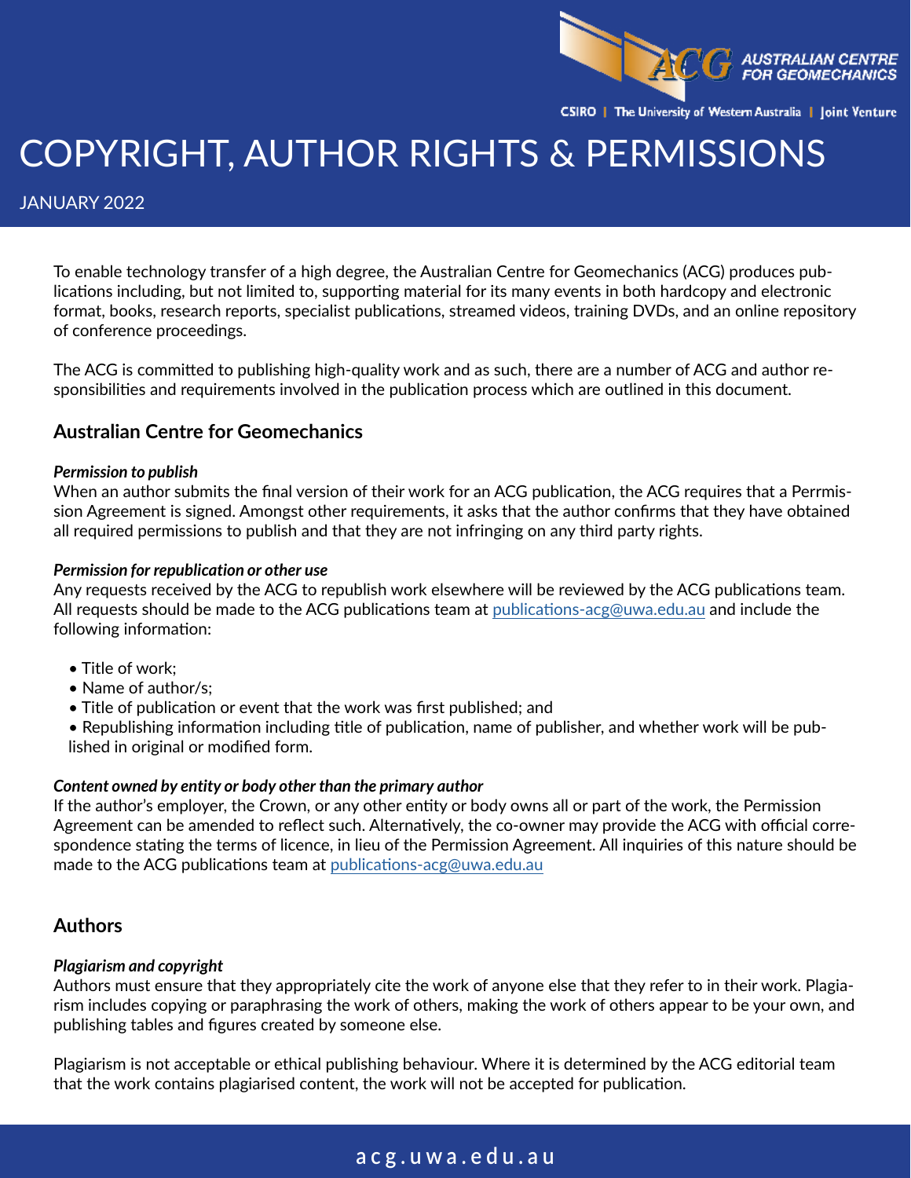# COPYRIGHT, AUTHOR RIGHTS & PERMISSIONS

JANUARY 2022

To enable technology transfer of a high degree, the Australian Centre for Geomechanics (ACG) produces publications including, but not limited to, supporting material for its many events in both hardcopy and electronic format, books, research reports, specialist publications, streamed videos, training DVDs, and an online repository of conference proceedings.

The ACG is committed to publishing high-quality work and as such, there are a number of ACG and author responsibilities and requirements involved in the publication process which are outlined in this document.

## Australian Centre for Geomechanics

***Permission to publish***

When an author submits the final version of their work for an ACG publication, the ACG requires that a Perrmission Agreement is signed. Amongst other requirements, it asks that the author confirms that they have obtained all required permissions to publish and that they are not infringing on any third party rights.

***Permission for republication or other use***

Any requests received by the ACG to republish work elsewhere will be reviewed by the ACG publications team. All requests should be made to the ACG publications team at publications-acg@uwa.edu.au and include the following information:

- Title of work;
- Name of author/s;
- Title of publication or event that the work was first published; and
- Republishing information including title of publication, name of publisher, and whether work will be published in original or modified form.

***Content owned by entity or body other than the primary author***

If the author's employer, the Crown, or any other entity or body owns all or part of the work, the Permission Agreement can be amended to reflect such. Alternatively, the co-owner may provide the ACG with official correspondence stating the terms of licence, in lieu of the Permission Agreement. All inquiries of this nature should be made to the ACG publications team at publications-acg@uwa.edu.au

## Authors

***Plagiarism and copyright***

Authors must ensure that they appropriately cite the work of anyone else that they refer to in their work. Plagiarism includes copying or paraphrasing the work of others, making the work of others appear to be your own, and publishing tables and figures created by someone else.

Plagiarism is not acceptable or ethical publishing behaviour. Where it is determined by the ACG editorial team that the work contains plagiarised content, the work will not be accepted for publication.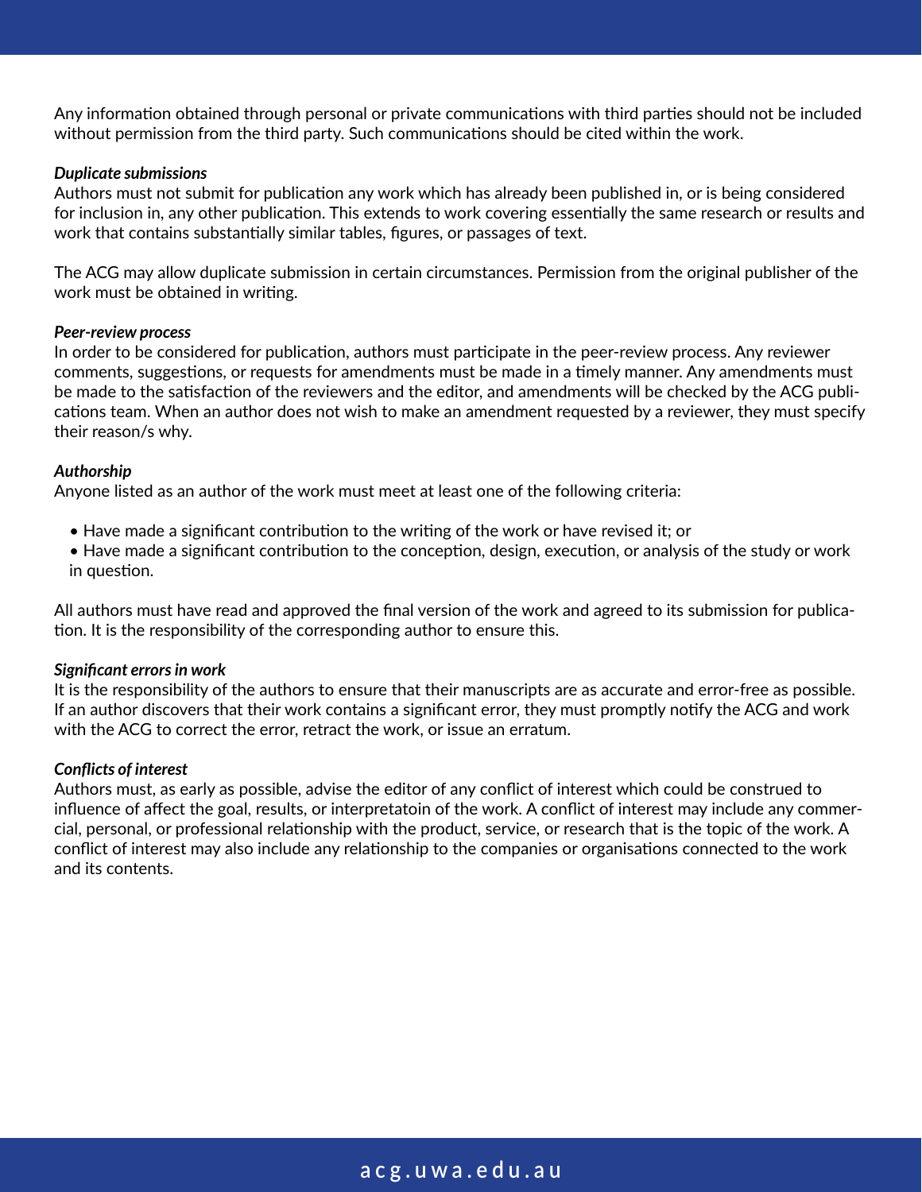Any information obtained through personal or private communications with third parties should not be included without permission from the third party. Such communications should be cited within the work.

***Duplicate submissions***

Authors must not submit for publication any work which has already been published in, or is being considered for inclusion in, any other publication. This extends to work covering essentially the same research or results and work that contains substantially similar tables, figures, or passages of text.

The ACG may allow duplicate submission in certain circumstances. Permission from the original publisher of the work must be obtained in writing.

***Peer-review process***

In order to be considered for publication, authors must participate in the peer-review process. Any reviewer comments, suggestions, or requests for amendments must be made in a timely manner. Any amendments must be made to the satisfaction of the reviewers and the editor, and amendments will be checked by the ACG publications team. When an author does not wish to make an amendment requested by a reviewer, they must specify their reason/s why.

***Authorship***

Anyone listed as an author of the work must meet at least one of the following criteria:

- Have made a significant contribution to the writing of the work or have revised it; or
- Have made a significant contribution to the conception, design, execution, or analysis of the study or work in question.

All authors must have read and approved the final version of the work and agreed to its submission for publication. It is the responsibility of the corresponding author to ensure this.

***Significant errors in work***

It is the responsibility of the authors to ensure that their manuscripts are as accurate and error-free as possible. If an author discovers that their work contains a significant error, they must promptly notify the ACG and work with the ACG to correct the error, retract the work, or issue an erratum.

***Conflicts of interest***

Authors must, as early as possible, advise the editor of any conflict of interest which could be construed to influence of affect the goal, results, or interpretatoin of the work. A conflict of interest may include any commercial, personal, or professional relationship with the product, service, or research that is the topic of the work. A conflict of interest may also include any relationship to the companies or organisations connected to the work and its contents.